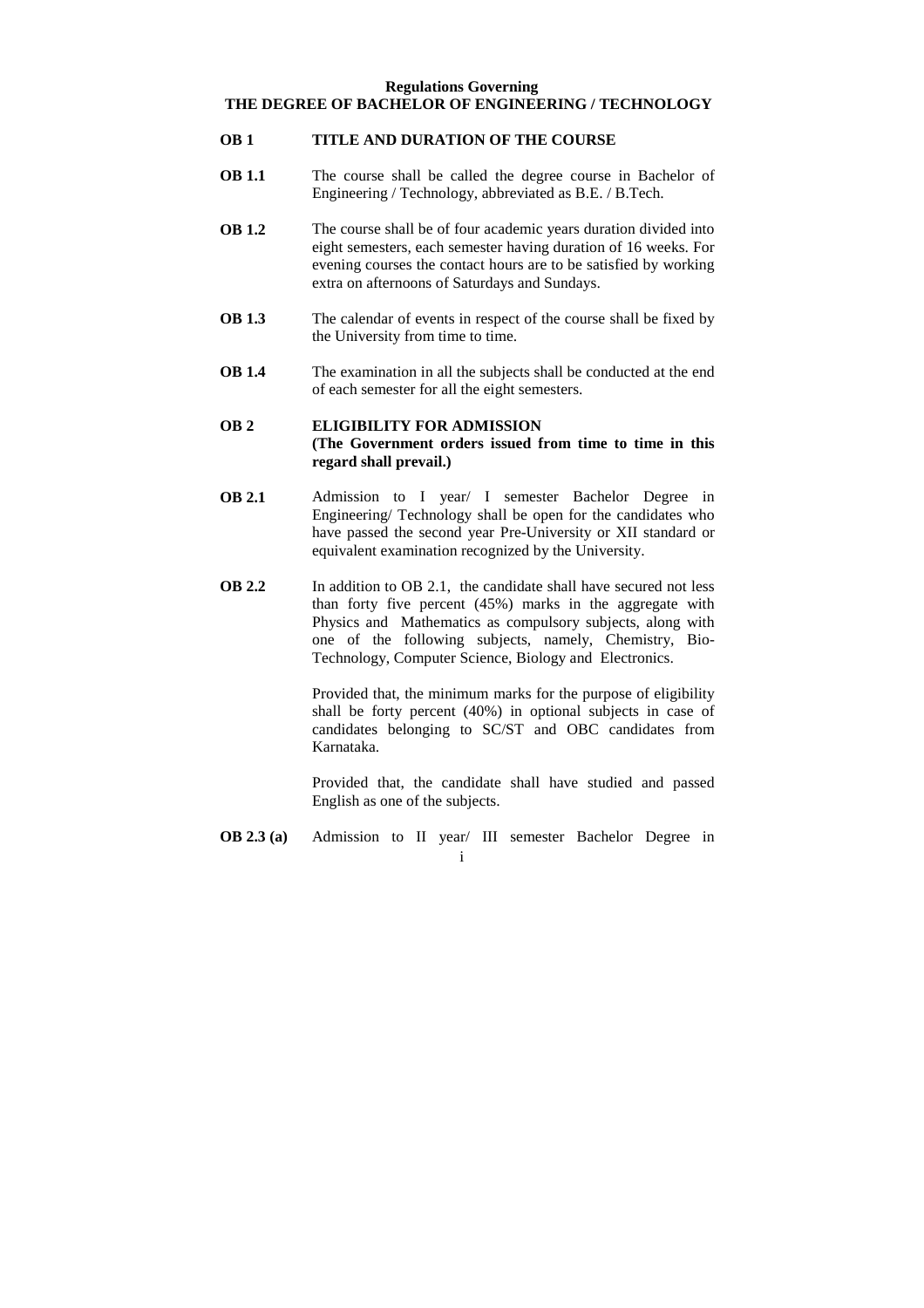**Regulations Governing**
**THE DEGREE OF BACHELOR OF ENGINEERING / TECHNOLOGY**

**OB 1 TITLE AND DURATION OF THE COURSE**

**OB 1.1** The course shall be called the degree course in Bachelor of Engineering / Technology, abbreviated as B.E. / B.Tech.

**OB 1.2** The course shall be of four academic years duration divided into eight semesters, each semester having duration of 16 weeks. For evening courses the contact hours are to be satisfied by working extra on afternoons of Saturdays and Sundays.

**OB 1.3** The calendar of events in respect of the course shall be fixed by the University from time to time.

**OB 1.4** The examination in all the subjects shall be conducted at the end of each semester for all the eight semesters.

**OB 2 ELIGIBILITY FOR ADMISSION**
**(The Government orders issued from time to time in this regard shall prevail.)**

**OB 2.1** Admission to I year/ I semester Bachelor Degree in Engineering/ Technology shall be open for the candidates who have passed the second year Pre-University or XII standard or equivalent examination recognized by the University.

**OB 2.2** In addition to OB 2.1, the candidate shall have secured not less than forty five percent (45%) marks in the aggregate with Physics and Mathematics as compulsory subjects, along with one of the following subjects, namely, Chemistry, Bio-Technology, Computer Science, Biology and Electronics.

Provided that, the minimum marks for the purpose of eligibility shall be forty percent (40%) in optional subjects in case of candidates belonging to SC/ST and OBC candidates from Karnataka.

Provided that, the candidate shall have studied and passed English as one of the subjects.

**OB 2.3 (a)** Admission to II year/ III semester Bachelor Degree in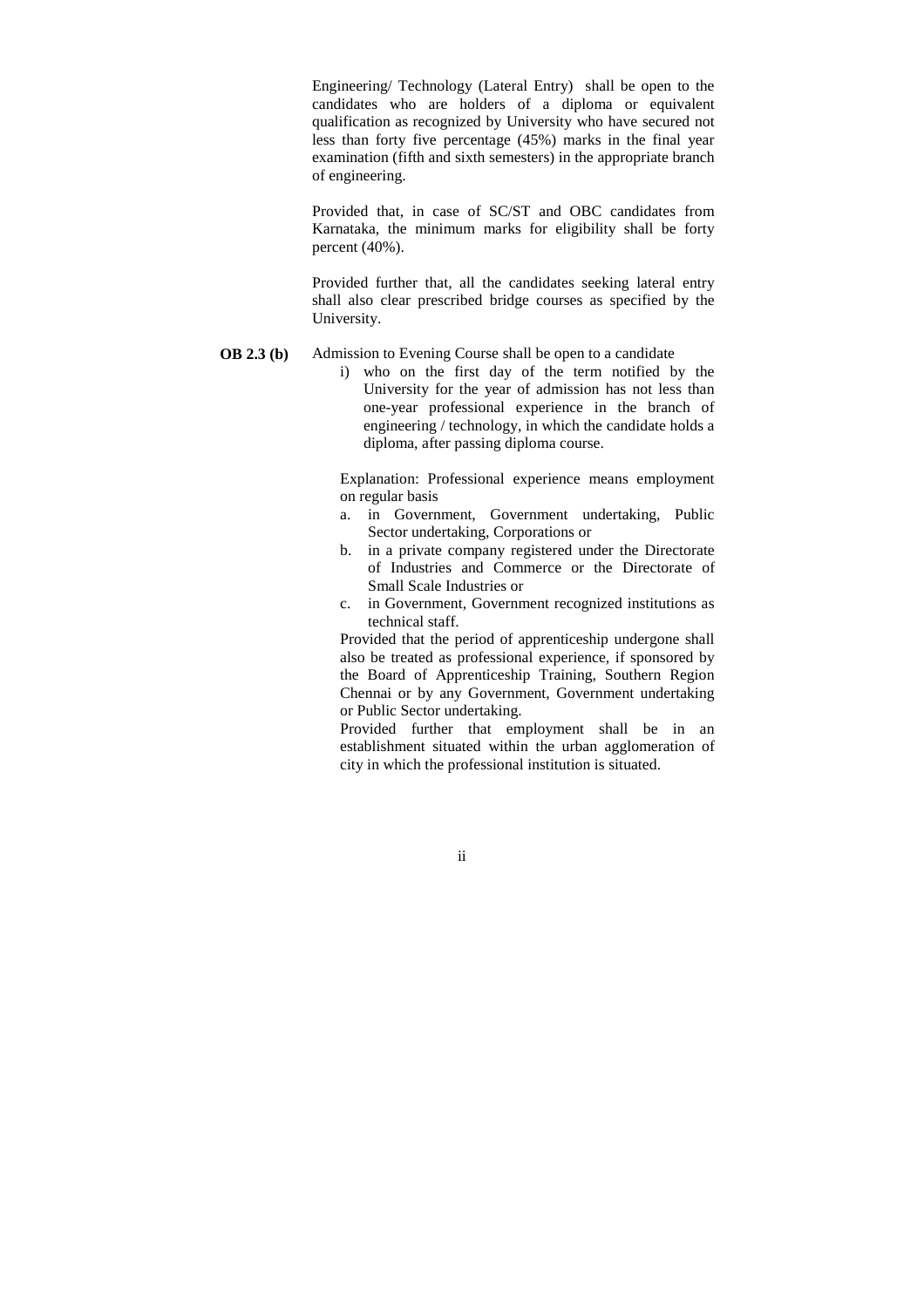Engineering/ Technology (Lateral Entry) shall be open to the candidates who are holders of a diploma or equivalent qualification as recognized by University who have secured not less than forty five percentage (45%) marks in the final year examination (fifth and sixth semesters) in the appropriate branch of engineering.

Provided that, in case of SC/ST and OBC candidates from Karnataka, the minimum marks for eligibility shall be forty percent (40%).

Provided further that, all the candidates seeking lateral entry shall also clear prescribed bridge courses as specified by the University.

**OB 2.3 (b)** Admission to Evening Course shall be open to a candidate

i) who on the first day of the term notified by the University for the year of admission has not less than one-year professional experience in the branch of engineering / technology, in which the candidate holds a diploma, after passing diploma course.

Explanation: Professional experience means employment on regular basis

a. in Government, Government undertaking, Public Sector undertaking, Corporations or
b. in a private company registered under the Directorate of Industries and Commerce or the Directorate of Small Scale Industries or
c. in Government, Government recognized institutions as technical staff.

Provided that the period of apprenticeship undergone shall also be treated as professional experience, if sponsored by the Board of Apprenticeship Training, Southern Region Chennai or by any Government, Government undertaking or Public Sector undertaking.

Provided further that employment shall be in an establishment situated within the urban agglomeration of city in which the professional institution is situated.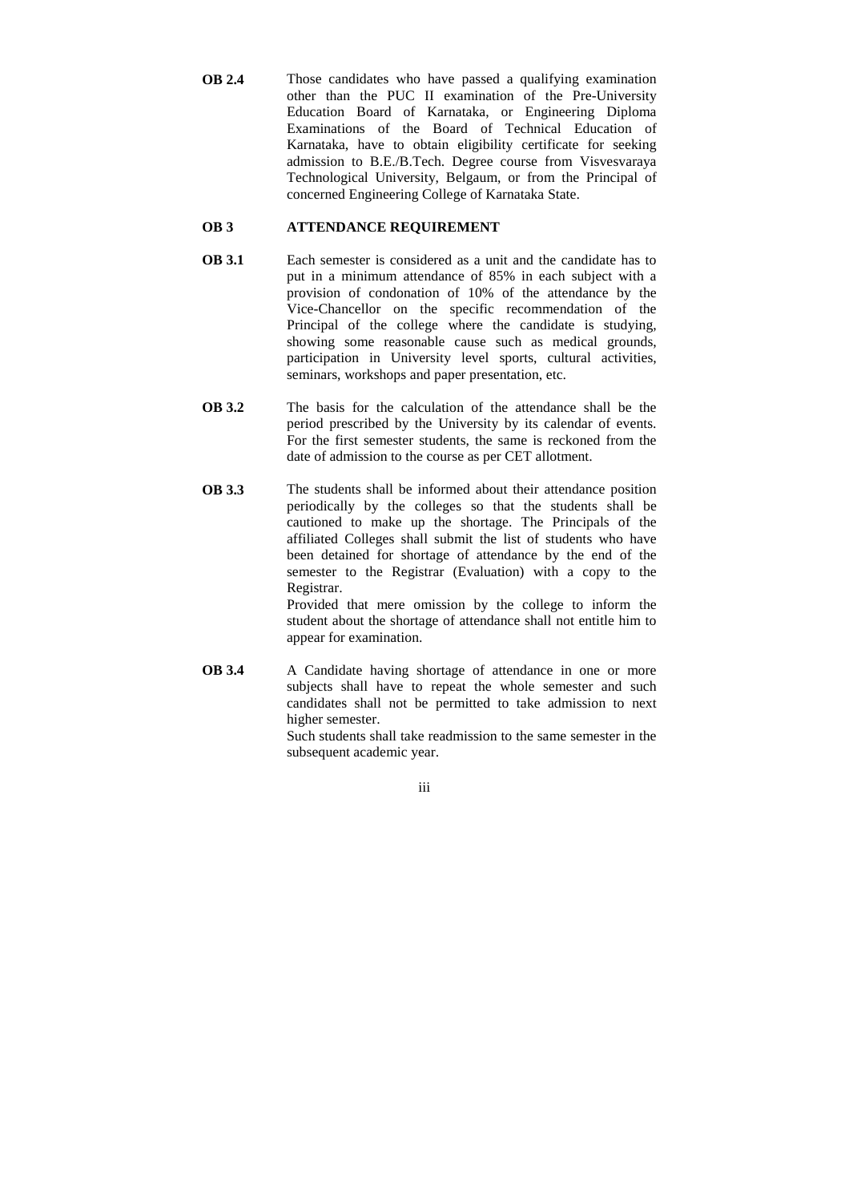**OB 2.4** Those candidates who have passed a qualifying examination other than the PUC II examination of the Pre-University Education Board of Karnataka, or Engineering Diploma Examinations of the Board of Technical Education of Karnataka, have to obtain eligibility certificate for seeking admission to B.E./B.Tech. Degree course from Visvesvaraya Technological University, Belgaum, or from the Principal of concerned Engineering College of Karnataka State.

## OB 3 ATTENDANCE REQUIREMENT

**OB 3.1** Each semester is considered as a unit and the candidate has to put in a minimum attendance of 85% in each subject with a provision of condonation of 10% of the attendance by the Vice-Chancellor on the specific recommendation of the Principal of the college where the candidate is studying, showing some reasonable cause such as medical grounds, participation in University level sports, cultural activities, seminars, workshops and paper presentation, etc.

**OB 3.2** The basis for the calculation of the attendance shall be the period prescribed by the University by its calendar of events. For the first semester students, the same is reckoned from the date of admission to the course as per CET allotment.

**OB 3.3** The students shall be informed about their attendance position periodically by the colleges so that the students shall be cautioned to make up the shortage. The Principals of the affiliated Colleges shall submit the list of students who have been detained for shortage of attendance by the end of the semester to the Registrar (Evaluation) with a copy to the Registrar.
Provided that mere omission by the college to inform the student about the shortage of attendance shall not entitle him to appear for examination.

**OB 3.4** A Candidate having shortage of attendance in one or more subjects shall have to repeat the whole semester and such candidates shall not be permitted to take admission to next higher semester.
Such students shall take readmission to the same semester in the subsequent academic year.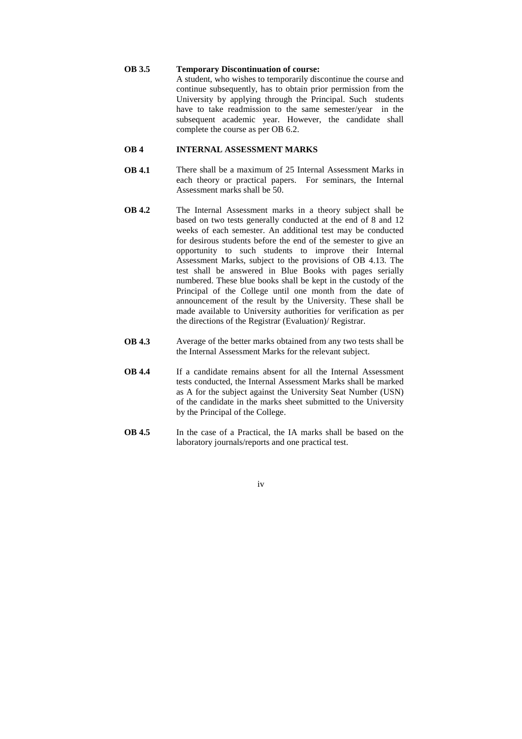**OB 3.5 Temporary Discontinuation of course:**

A student, who wishes to temporarily discontinue the course and continue subsequently, has to obtain prior permission from the University by applying through the Principal. Such students have to take readmission to the same semester/year in the subsequent academic year. However, the candidate shall complete the course as per OB 6.2.

**OB 4 INTERNAL ASSESSMENT MARKS**

**OB 4.1** There shall be a maximum of 25 Internal Assessment Marks in each theory or practical papers. For seminars, the Internal Assessment marks shall be 50.

**OB 4.2** The Internal Assessment marks in a theory subject shall be based on two tests generally conducted at the end of 8 and 12 weeks of each semester. An additional test may be conducted for desirous students before the end of the semester to give an opportunity to such students to improve their Internal Assessment Marks, subject to the provisions of OB 4.13. The test shall be answered in Blue Books with pages serially numbered. These blue books shall be kept in the custody of the Principal of the College until one month from the date of announcement of the result by the University. These shall be made available to University authorities for verification as per the directions of the Registrar (Evaluation)/ Registrar.

**OB 4.3** Average of the better marks obtained from any two tests shall be the Internal Assessment Marks for the relevant subject.

**OB 4.4** If a candidate remains absent for all the Internal Assessment tests conducted, the Internal Assessment Marks shall be marked as A for the subject against the University Seat Number (USN) of the candidate in the marks sheet submitted to the University by the Principal of the College.

**OB 4.5** In the case of a Practical, the IA marks shall be based on the laboratory journals/reports and one practical test.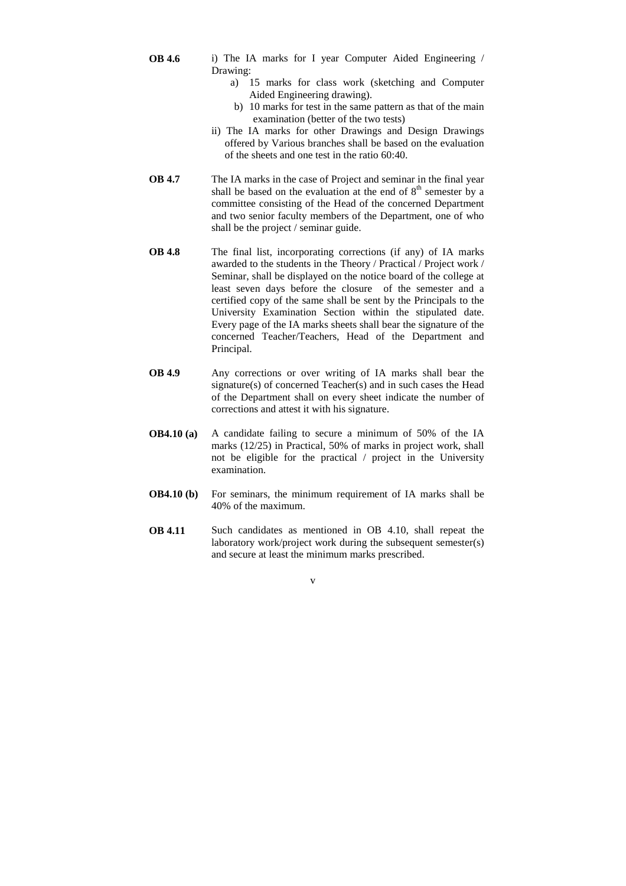**OB 4.6** i) The IA marks for I year Computer Aided Engineering / Drawing:

a) 15 marks for class work (sketching and Computer Aided Engineering drawing).

b) 10 marks for test in the same pattern as that of the main examination (better of the two tests)

ii) The IA marks for other Drawings and Design Drawings offered by Various branches shall be based on the evaluation of the sheets and one test in the ratio 60:40.

**OB 4.7** The IA marks in the case of Project and seminar in the final year shall be based on the evaluation at the end of $8^{th}$ semester by a committee consisting of the Head of the concerned Department and two senior faculty members of the Department, one of who shall be the project / seminar guide.

**OB 4.8** The final list, incorporating corrections (if any) of IA marks awarded to the students in the Theory / Practical / Project work / Seminar, shall be displayed on the notice board of the college at least seven days before the closure of the semester and a certified copy of the same shall be sent by the Principals to the University Examination Section within the stipulated date. Every page of the IA marks sheets shall bear the signature of the concerned Teacher/Teachers, Head of the Department and Principal.

**OB 4.9** Any corrections or over writing of IA marks shall bear the signature(s) of concerned Teacher(s) and in such cases the Head of the Department shall on every sheet indicate the number of corrections and attest it with his signature.

**OB4.10 (a)** A candidate failing to secure a minimum of 50% of the IA marks (12/25) in Practical, 50% of marks in project work, shall not be eligible for the practical / project in the University examination.

**OB4.10 (b)** For seminars, the minimum requirement of IA marks shall be 40% of the maximum.

**OB 4.11** Such candidates as mentioned in OB 4.10, shall repeat the laboratory work/project work during the subsequent semester(s) and secure at least the minimum marks prescribed.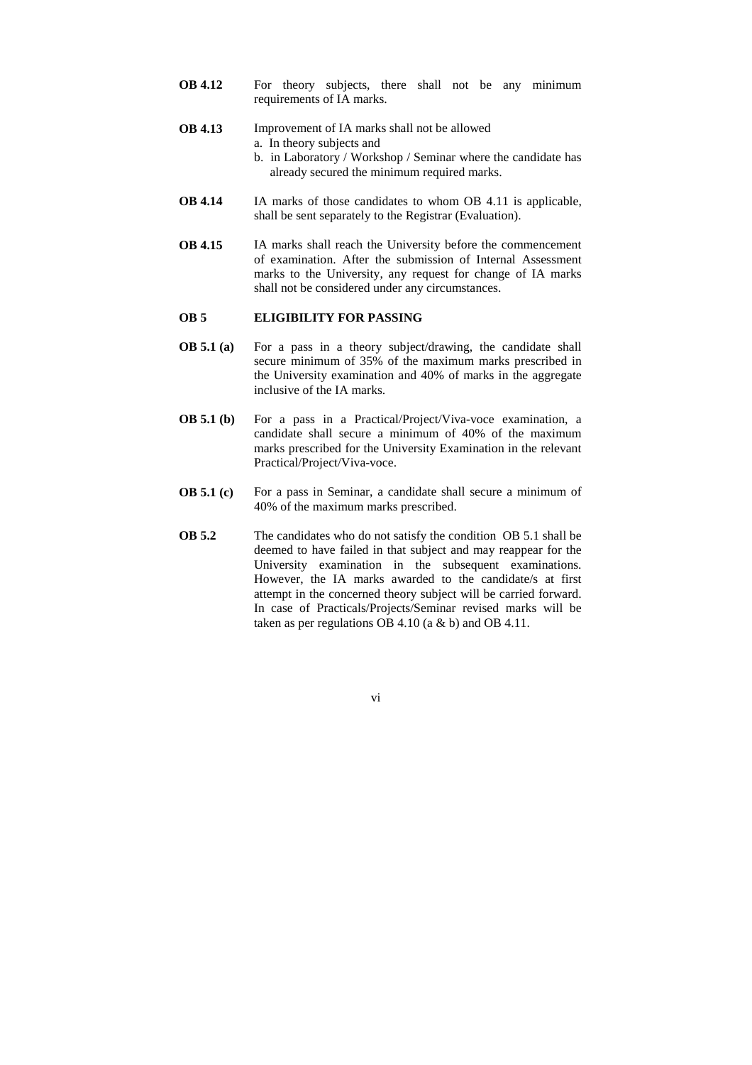**OB 4.12** For theory subjects, there shall not be any minimum requirements of IA marks.

**OB 4.13** Improvement of IA marks shall not be allowed

a. In theory subjects and
b. in Laboratory / Workshop / Seminar where the candidate has already secured the minimum required marks.

**OB 4.14** IA marks of those candidates to whom OB 4.11 is applicable, shall be sent separately to the Registrar (Evaluation).

**OB 4.15** IA marks shall reach the University before the commencement of examination. After the submission of Internal Assessment marks to the University, any request for change of IA marks shall not be considered under any circumstances.

## OB 5 ELIGIBILITY FOR PASSING

**OB 5.1 (a)** For a pass in a theory subject/drawing, the candidate shall secure minimum of 35% of the maximum marks prescribed in the University examination and 40% of marks in the aggregate inclusive of the IA marks.

**OB 5.1 (b)** For a pass in a Practical/Project/Viva-voce examination, a candidate shall secure a minimum of 40% of the maximum marks prescribed for the University Examination in the relevant Practical/Project/Viva-voce.

**OB 5.1 (c)** For a pass in Seminar, a candidate shall secure a minimum of 40% of the maximum marks prescribed.

**OB 5.2** The candidates who do not satisfy the condition OB 5.1 shall be deemed to have failed in that subject and may reappear for the University examination in the subsequent examinations. However, the IA marks awarded to the candidate/s at first attempt in the concerned theory subject will be carried forward. In case of Practicals/Projects/Seminar revised marks will be taken as per regulations OB 4.10 (a & b) and OB 4.11.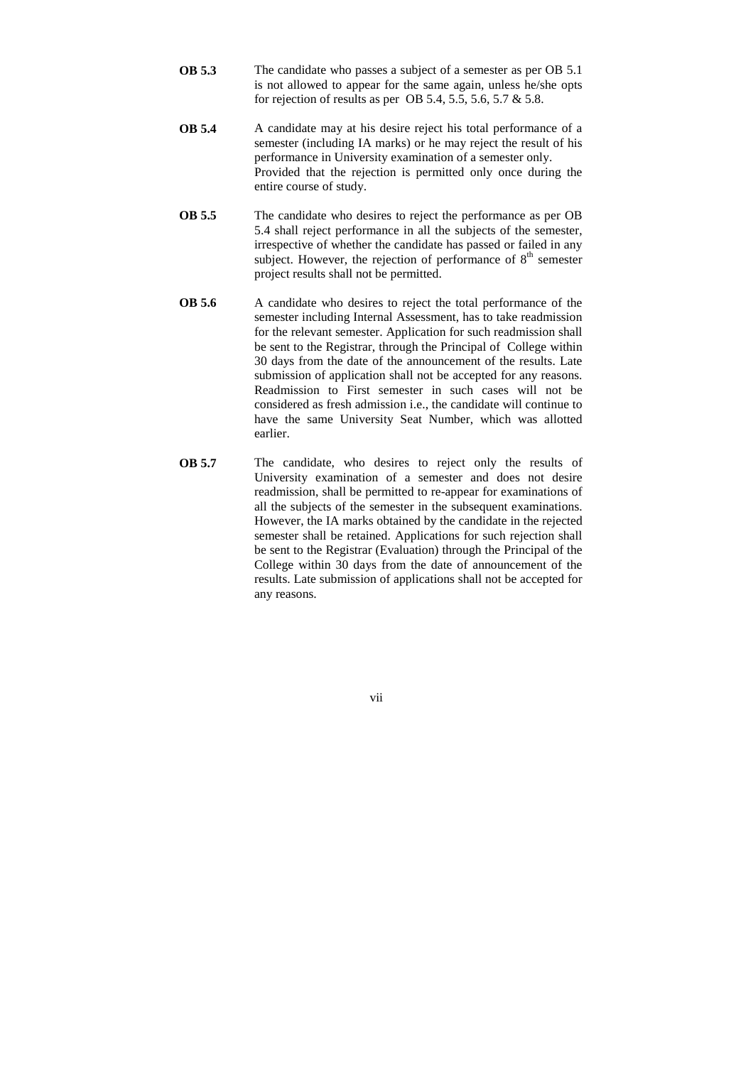**OB 5.3** The candidate who passes a subject of a semester as per OB 5.1 is not allowed to appear for the same again, unless he/she opts for rejection of results as per OB 5.4, 5.5, 5.6, 5.7 & 5.8.

**OB 5.4** A candidate may at his desire reject his total performance of a semester (including IA marks) or he may reject the result of his performance in University examination of a semester only. Provided that the rejection is permitted only once during the entire course of study.

**OB 5.5** The candidate who desires to reject the performance as per OB 5.4 shall reject performance in all the subjects of the semester, irrespective of whether the candidate has passed or failed in any subject. However, the rejection of performance of 8th semester project results shall not be permitted.

**OB 5.6** A candidate who desires to reject the total performance of the semester including Internal Assessment, has to take readmission for the relevant semester. Application for such readmission shall be sent to the Registrar, through the Principal of College within 30 days from the date of the announcement of the results. Late submission of application shall not be accepted for any reasons. Readmission to First semester in such cases will not be considered as fresh admission i.e., the candidate will continue to have the same University Seat Number, which was allotted earlier.

**OB 5.7** The candidate, who desires to reject only the results of University examination of a semester and does not desire readmission, shall be permitted to re-appear for examinations of all the subjects of the semester in the subsequent examinations. However, the IA marks obtained by the candidate in the rejected semester shall be retained. Applications for such rejection shall be sent to the Registrar (Evaluation) through the Principal of the College within 30 days from the date of announcement of the results. Late submission of applications shall not be accepted for any reasons.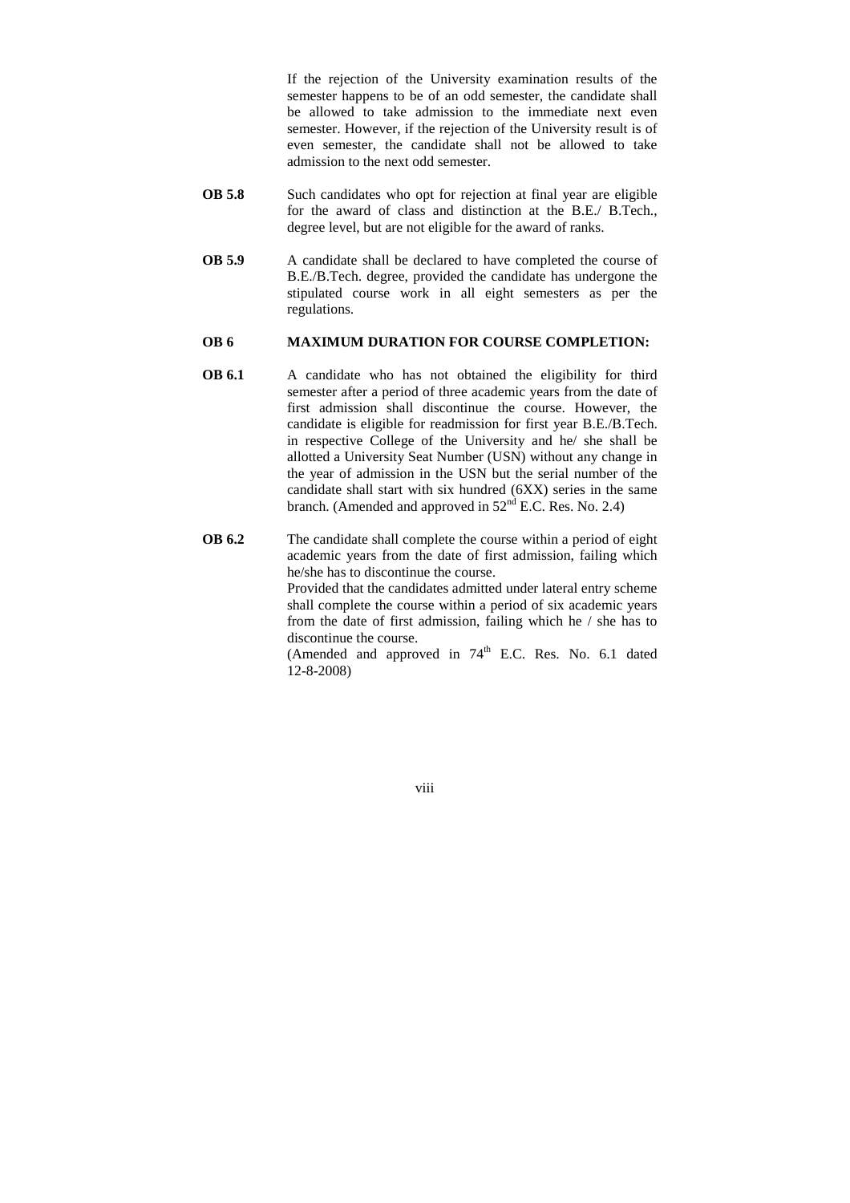If the rejection of the University examination results of the semester happens to be of an odd semester, the candidate shall be allowed to take admission to the immediate next even semester. However, if the rejection of the University result is of even semester, the candidate shall not be allowed to take admission to the next odd semester.

**OB 5.8** Such candidates who opt for rejection at final year are eligible for the award of class and distinction at the B.E./ B.Tech., degree level, but are not eligible for the award of ranks.

**OB 5.9** A candidate shall be declared to have completed the course of B.E./B.Tech. degree, provided the candidate has undergone the stipulated course work in all eight semesters as per the regulations.

## OB 6 MAXIMUM DURATION FOR COURSE COMPLETION:

**OB 6.1** A candidate who has not obtained the eligibility for third semester after a period of three academic years from the date of first admission shall discontinue the course. However, the candidate is eligible for readmission for first year B.E./B.Tech. in respective College of the University and he/ she shall be allotted a University Seat Number (USN) without any change in the year of admission in the USN but the serial number of the candidate shall start with six hundred (6XX) series in the same branch. (Amended and approved in 52nd E.C. Res. No. 2.4)

**OB 6.2** The candidate shall complete the course within a period of eight academic years from the date of first admission, failing which he/she has to discontinue the course.
Provided that the candidates admitted under lateral entry scheme shall complete the course within a period of six academic years from the date of first admission, failing which he / she has to discontinue the course.
(Amended and approved in 74th E.C. Res. No. 6.1 dated 12-8-2008)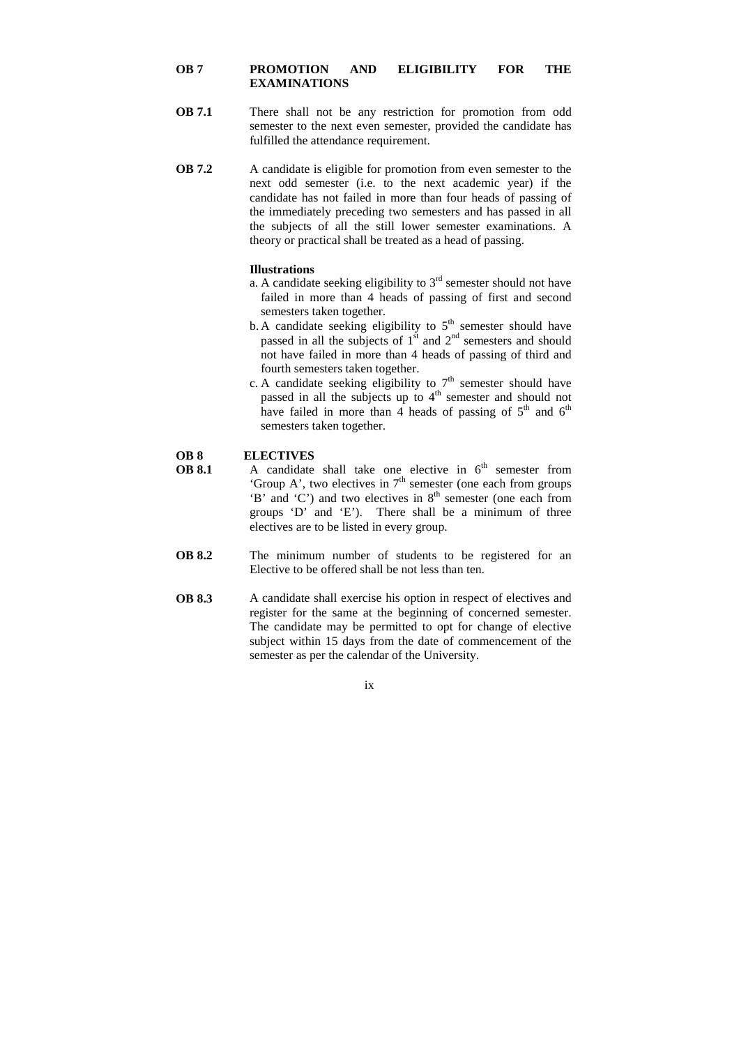## OB 7 PROMOTION AND ELIGIBILITY FOR THE EXAMINATIONS

**OB 7.1** There shall not be any restriction for promotion from odd semester to the next even semester, provided the candidate has fulfilled the attendance requirement.

**OB 7.2** A candidate is eligible for promotion from even semester to the next odd semester (i.e. to the next academic year) if the candidate has not failed in more than four heads of passing of the immediately preceding two semesters and has passed in all the subjects of all the still lower semester examinations. A theory or practical shall be treated as a head of passing.

**Illustrations**

a. A candidate seeking eligibility to 3rd semester should not have failed in more than 4 heads of passing of first and second semesters taken together.

b. A candidate seeking eligibility to 5th semester should have passed in all the subjects of 1st and 2nd semesters and should not have failed in more than 4 heads of passing of third and fourth semesters taken together.

c. A candidate seeking eligibility to 7th semester should have passed in all the subjects up to 4th semester and should not have failed in more than 4 heads of passing of 5th and 6th semesters taken together.

## OB 8 ELECTIVES

**OB 8.1** A candidate shall take one elective in 6th semester from 'Group A', two electives in 7th semester (one each from groups 'B' and 'C') and two electives in 8th semester (one each from groups 'D' and 'E'). There shall be a minimum of three electives are to be listed in every group.

**OB 8.2** The minimum number of students to be registered for an Elective to be offered shall be not less than ten.

**OB 8.3** A candidate shall exercise his option in respect of electives and register for the same at the beginning of concerned semester. The candidate may be permitted to opt for change of elective subject within 15 days from the date of commencement of the semester as per the calendar of the University.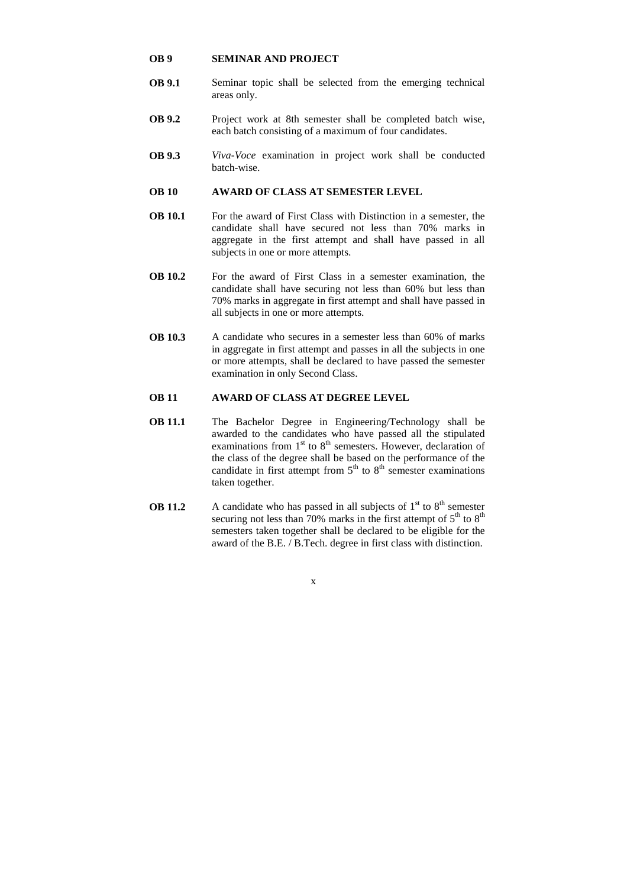**OB 9 SEMINAR AND PROJECT**

**OB 9.1** Seminar topic shall be selected from the emerging technical areas only.

**OB 9.2** Project work at 8th semester shall be completed batch wise, each batch consisting of a maximum of four candidates.

**OB 9.3** *Viva-Voce* examination in project work shall be conducted batch-wise.

**OB 10 AWARD OF CLASS AT SEMESTER LEVEL**

**OB 10.1** For the award of First Class with Distinction in a semester, the candidate shall have secured not less than 70% marks in aggregate in the first attempt and shall have passed in all subjects in one or more attempts.

**OB 10.2** For the award of First Class in a semester examination, the candidate shall have securing not less than 60% but less than 70% marks in aggregate in first attempt and shall have passed in all subjects in one or more attempts.

**OB 10.3** A candidate who secures in a semester less than 60% of marks in aggregate in first attempt and passes in all the subjects in one or more attempts, shall be declared to have passed the semester examination in only Second Class.

**OB 11 AWARD OF CLASS AT DEGREE LEVEL**

**OB 11.1** The Bachelor Degree in Engineering/Technology shall be awarded to the candidates who have passed all the stipulated examinations from 1$^{st}$ to 8$^{th}$ semesters. However, declaration of the class of the degree shall be based on the performance of the candidate in first attempt from 5$^{th}$ to 8$^{th}$ semester examinations taken together.

**OB 11.2** A candidate who has passed in all subjects of 1$^{st}$ to 8$^{th}$ semester securing not less than 70% marks in the first attempt of 5$^{th}$ to 8$^{th}$ semesters taken together shall be declared to be eligible for the award of the B.E. / B.Tech. degree in first class with distinction.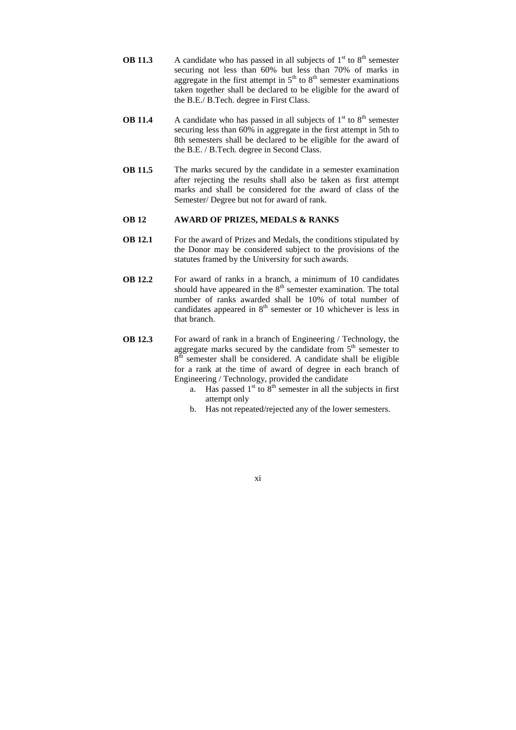**OB 11.3** A candidate who has passed in all subjects of $1^{st}$ to $8^{th}$ semester securing not less than 60% but less than 70% of marks in aggregate in the first attempt in $5^{th}$ to $8^{th}$ semester examinations taken together shall be declared to be eligible for the award of the B.E./ B.Tech. degree in First Class.

**OB 11.4** A candidate who has passed in all subjects of $1^{st}$ to $8^{th}$ semester securing less than 60% in aggregate in the first attempt in 5th to 8th semesters shall be declared to be eligible for the award of the B.E. / B.Tech. degree in Second Class.

**OB 11.5** The marks secured by the candidate in a semester examination after rejecting the results shall also be taken as first attempt marks and shall be considered for the award of class of the Semester/ Degree but not for award of rank.

## OB 12 AWARD OF PRIZES, MEDALS & RANKS

**OB 12.1** For the award of Prizes and Medals, the conditions stipulated by the Donor may be considered subject to the provisions of the statutes framed by the University for such awards.

**OB 12.2** For award of ranks in a branch, a minimum of 10 candidates should have appeared in the $8^{th}$ semester examination. The total number of ranks awarded shall be 10% of total number of candidates appeared in $8^{th}$ semester or 10 whichever is less in that branch.

**OB 12.3** For award of rank in a branch of Engineering / Technology, the aggregate marks secured by the candidate from $5^{th}$ semester to $8^{th}$ semester shall be considered. A candidate shall be eligible for a rank at the time of award of degree in each branch of Engineering / Technology, provided the candidate

a. Has passed $1^{st}$ to $8^{th}$ semester in all the subjects in first attempt only

b. Has not repeated/rejected any of the lower semesters.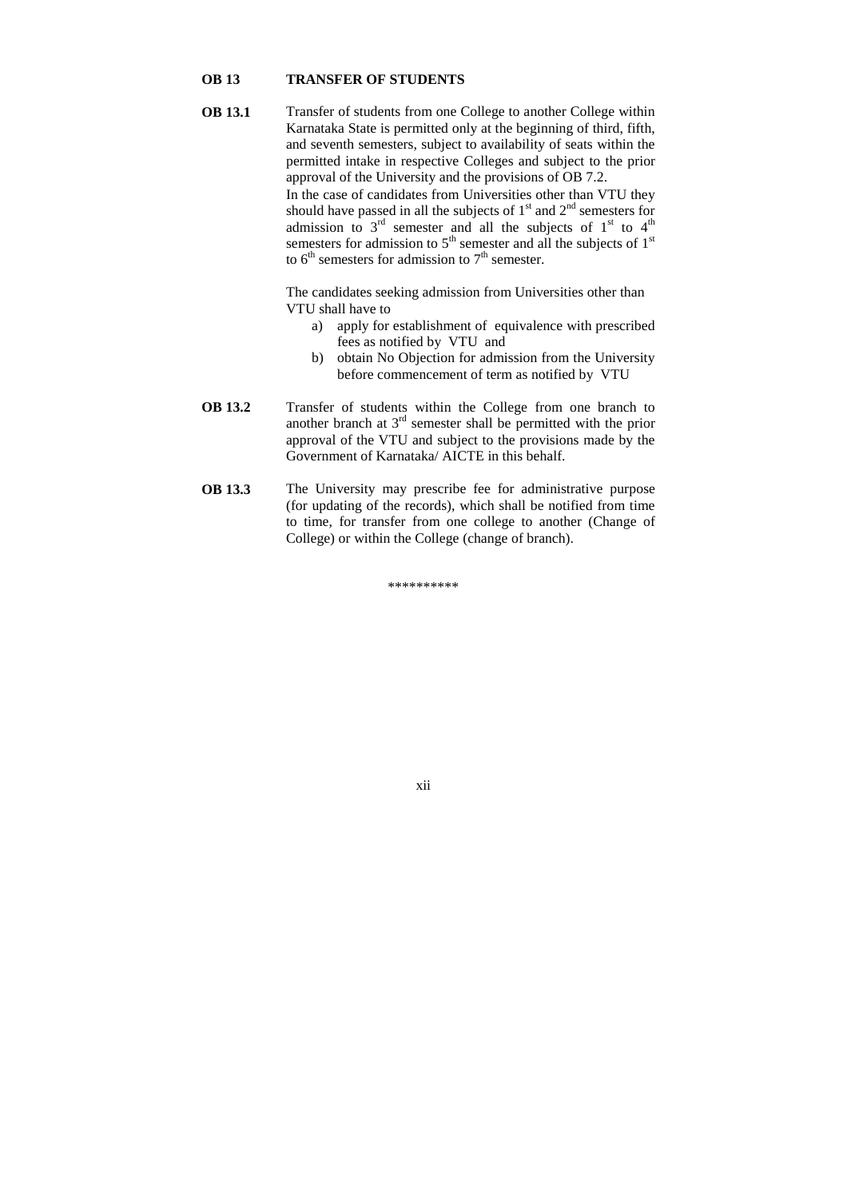## OB 13 TRANSFER OF STUDENTS

**OB 13.1** Transfer of students from one College to another College within Karnataka State is permitted only at the beginning of third, fifth, and seventh semesters, subject to availability of seats within the permitted intake in respective Colleges and subject to the prior approval of the University and the provisions of OB 7.2.

In the case of candidates from Universities other than VTU they should have passed in all the subjects of 1st and 2nd semesters for admission to 3rd semester and all the subjects of 1st to 4th semesters for admission to 5th semester and all the subjects of 1st to 6th semesters for admission to 7th semester.

The candidates seeking admission from Universities other than VTU shall have to

a) apply for establishment of equivalence with prescribed fees as notified by VTU and
b) obtain No Objection for admission from the University before commencement of term as notified by VTU

**OB 13.2** Transfer of students within the College from one branch to another branch at 3rd semester shall be permitted with the prior approval of the VTU and subject to the provisions made by the Government of Karnataka/ AICTE in this behalf.

**OB 13.3** The University may prescribe fee for administrative purpose (for updating of the records), which shall be notified from time to time, for transfer from one college to another (Change of College) or within the College (change of branch).

**********